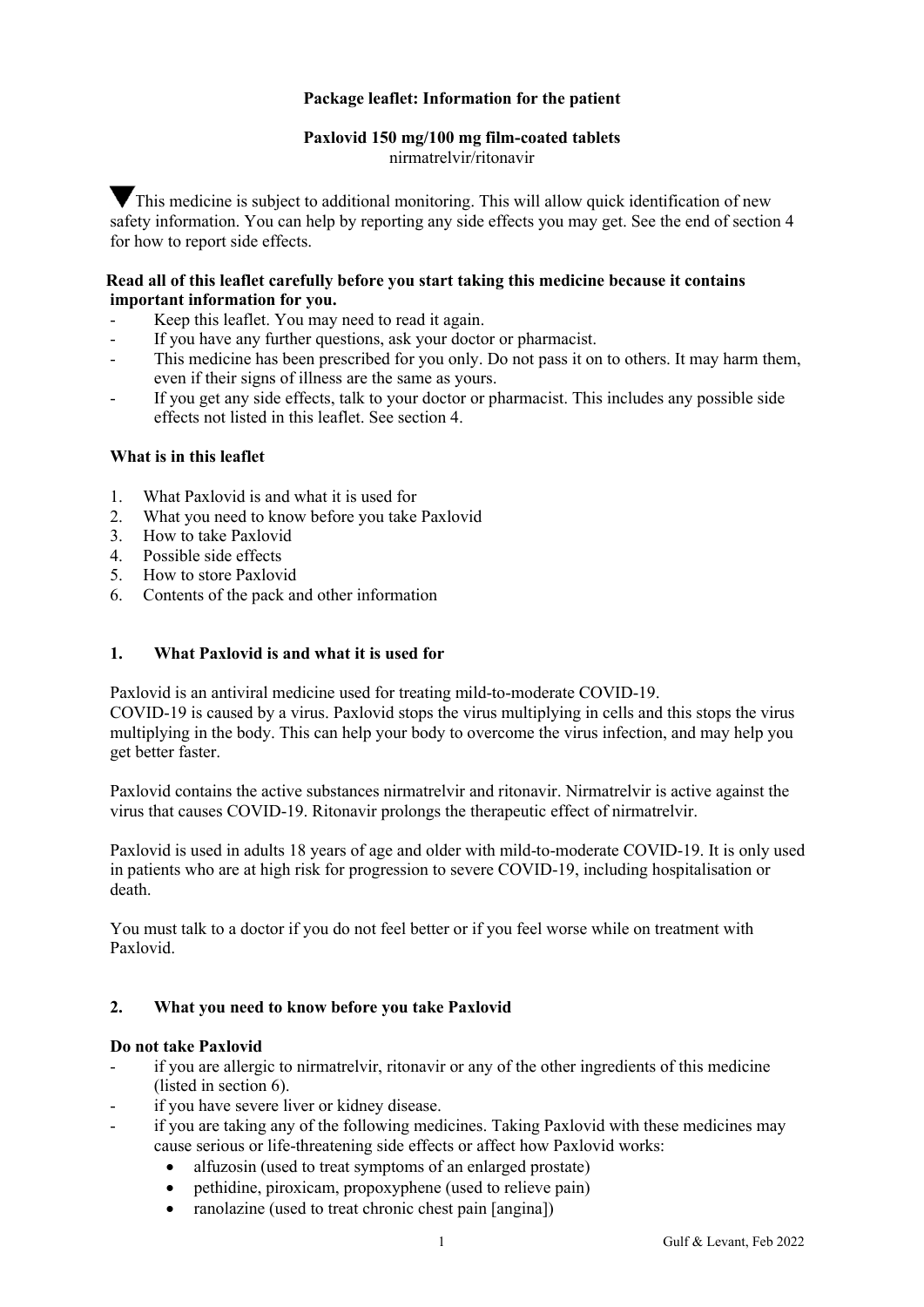**Package leaflet: Information for the patient**

**Paxlovid 150 mg/100 mg film-coated tablets**
nirmatrelvir/ritonavir

▼This medicine is subject to additional monitoring. This will allow quick identification of new safety information. You can help by reporting any side effects you may get. See the end of section 4 for how to report side effects.

**Read all of this leaflet carefully before you start taking this medicine because it contains important information for you.**

- Keep this leaflet. You may need to read it again.
- If you have any further questions, ask your doctor or pharmacist.
- This medicine has been prescribed for you only. Do not pass it on to others. It may harm them, even if their signs of illness are the same as yours.
- If you get any side effects, talk to your doctor or pharmacist. This includes any possible side effects not listed in this leaflet. See section 4.

**What is in this leaflet**

1. What Paxlovid is and what it is used for
2. What you need to know before you take Paxlovid
3. How to take Paxlovid
4. Possible side effects
5. How to store Paxlovid
6. Contents of the pack and other information

## 1. What Paxlovid is and what it is used for

Paxlovid is an antiviral medicine used for treating mild-to-moderate COVID-19.
COVID-19 is caused by a virus. Paxlovid stops the virus multiplying in cells and this stops the virus multiplying in the body. This can help your body to overcome the virus infection, and may help you get better faster.

Paxlovid contains the active substances nirmatrelvir and ritonavir. Nirmatrelvir is active against the virus that causes COVID-19. Ritonavir prolongs the therapeutic effect of nirmatrelvir.

Paxlovid is used in adults 18 years of age and older with mild-to-moderate COVID-19. It is only used in patients who are at high risk for progression to severe COVID-19, including hospitalisation or death.

You must talk to a doctor if you do not feel better or if you feel worse while on treatment with Paxlovid.

## 2. What you need to know before you take Paxlovid

**Do not take Paxlovid**

- if you are allergic to nirmatrelvir, ritonavir or any of the other ingredients of this medicine (listed in section 6).
- if you have severe liver or kidney disease.
- if you are taking any of the following medicines. Taking Paxlovid with these medicines may cause serious or life-threatening side effects or affect how Paxlovid works:
  - alfuzosin (used to treat symptoms of an enlarged prostate)
  - pethidine, piroxicam, propoxyphene (used to relieve pain)
  - ranolazine (used to treat chronic chest pain [angina])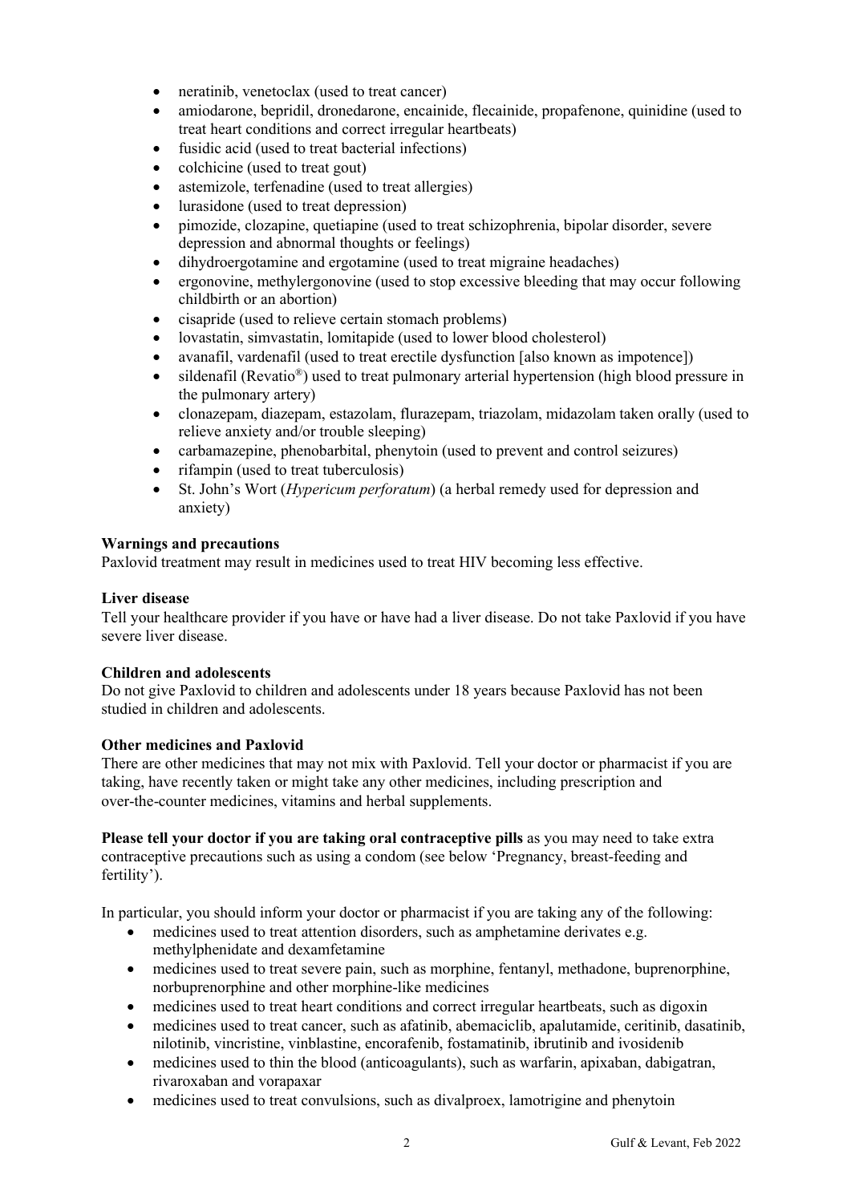- neratinib, venetoclax (used to treat cancer)
- amiodarone, bepridil, dronedarone, encainide, flecainide, propafenone, quinidine (used to treat heart conditions and correct irregular heartbeats)
- fusidic acid (used to treat bacterial infections)
- colchicine (used to treat gout)
- astemizole, terfenadine (used to treat allergies)
- lurasidone (used to treat depression)
- pimozide, clozapine, quetiapine (used to treat schizophrenia, bipolar disorder, severe depression and abnormal thoughts or feelings)
- dihydroergotamine and ergotamine (used to treat migraine headaches)
- ergonovine, methylergonovine (used to stop excessive bleeding that may occur following childbirth or an abortion)
- cisapride (used to relieve certain stomach problems)
- lovastatin, simvastatin, lomitapide (used to lower blood cholesterol)
- avanafil, vardenafil (used to treat erectile dysfunction [also known as impotence])
- sildenafil (Revatio®) used to treat pulmonary arterial hypertension (high blood pressure in the pulmonary artery)
- clonazepam, diazepam, estazolam, flurazepam, triazolam, midazolam taken orally (used to relieve anxiety and/or trouble sleeping)
- carbamazepine, phenobarbital, phenytoin (used to prevent and control seizures)
- rifampin (used to treat tuberculosis)
- St. John's Wort (*Hypericum perforatum*) (a herbal remedy used for depression and anxiety)

**Warnings and precautions**

Paxlovid treatment may result in medicines used to treat HIV becoming less effective.

**Liver disease**

Tell your healthcare provider if you have or have had a liver disease. Do not take Paxlovid if you have severe liver disease.

**Children and adolescents**

Do not give Paxlovid to children and adolescents under 18 years because Paxlovid has not been studied in children and adolescents.

**Other medicines and Paxlovid**

There are other medicines that may not mix with Paxlovid. Tell your doctor or pharmacist if you are taking, have recently taken or might take any other medicines, including prescription and over-the-counter medicines, vitamins and herbal supplements.

**Please tell your doctor if you are taking oral contraceptive pills** as you may need to take extra contraceptive precautions such as using a condom (see below 'Pregnancy, breast-feeding and fertility').

In particular, you should inform your doctor or pharmacist if you are taking any of the following:

- medicines used to treat attention disorders, such as amphetamine derivates e.g. methylphenidate and dexamfetamine
- medicines used to treat severe pain, such as morphine, fentanyl, methadone, buprenorphine, norbuprenorphine and other morphine-like medicines
- medicines used to treat heart conditions and correct irregular heartbeats, such as digoxin
- medicines used to treat cancer, such as afatinib, abemaciclib, apalutamide, ceritinib, dasatinib, nilotinib, vincristine, vinblastine, encorafenib, fostamatinib, ibrutinib and ivosidenib
- medicines used to thin the blood (anticoagulants), such as warfarin, apixaban, dabigatran, rivaroxaban and vorapaxar
- medicines used to treat convulsions, such as divalproex, lamotrigine and phenytoin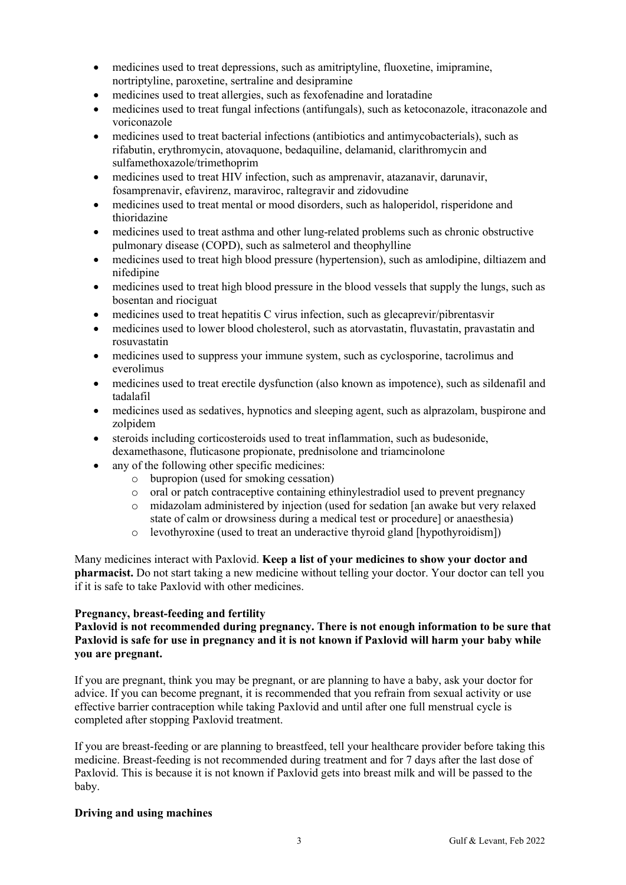- medicines used to treat depressions, such as amitriptyline, fluoxetine, imipramine, nortriptyline, paroxetine, sertraline and desipramine
- medicines used to treat allergies, such as fexofenadine and loratadine
- medicines used to treat fungal infections (antifungals), such as ketoconazole, itraconazole and voriconazole
- medicines used to treat bacterial infections (antibiotics and antimycobacterials), such as rifabutin, erythromycin, atovaquone, bedaquiline, delamanid, clarithromycin and sulfamethoxazole/trimethoprim
- medicines used to treat HIV infection, such as amprenavir, atazanavir, darunavir, fosamprenavir, efavirenz, maraviroc, raltegravir and zidovudine
- medicines used to treat mental or mood disorders, such as haloperidol, risperidone and thioridazine
- medicines used to treat asthma and other lung-related problems such as chronic obstructive pulmonary disease (COPD), such as salmeterol and theophylline
- medicines used to treat high blood pressure (hypertension), such as amlodipine, diltiazem and nifedipine
- medicines used to treat high blood pressure in the blood vessels that supply the lungs, such as bosentan and riociguat
- medicines used to treat hepatitis C virus infection, such as glecaprevir/pibrentasvir
- medicines used to lower blood cholesterol, such as atorvastatin, fluvastatin, pravastatin and rosuvastatin
- medicines used to suppress your immune system, such as cyclosporine, tacrolimus and everolimus
- medicines used to treat erectile dysfunction (also known as impotence), such as sildenafil and tadalafil
- medicines used as sedatives, hypnotics and sleeping agent, such as alprazolam, buspirone and zolpidem
- steroids including corticosteroids used to treat inflammation, such as budesonide, dexamethasone, fluticasone propionate, prednisolone and triamcinolone
- any of the following other specific medicines:
  - bupropion (used for smoking cessation)
  - oral or patch contraceptive containing ethinylestradiol used to prevent pregnancy
  - midazolam administered by injection (used for sedation [an awake but very relaxed state of calm or drowsiness during a medical test or procedure] or anaesthesia)
  - levothyroxine (used to treat an underactive thyroid gland [hypothyroidism])

Many medicines interact with Paxlovid. **Keep a list of your medicines to show your doctor and pharmacist.** Do not start taking a new medicine without telling your doctor. Your doctor can tell you if it is safe to take Paxlovid with other medicines.

**Pregnancy, breast-feeding and fertility**

**Paxlovid is not recommended during pregnancy. There is not enough information to be sure that Paxlovid is safe for use in pregnancy and it is not known if Paxlovid will harm your baby while you are pregnant.**

If you are pregnant, think you may be pregnant, or are planning to have a baby, ask your doctor for advice. If you can become pregnant, it is recommended that you refrain from sexual activity or use effective barrier contraception while taking Paxlovid and until after one full menstrual cycle is completed after stopping Paxlovid treatment.

If you are breast-feeding or are planning to breastfeed, tell your healthcare provider before taking this medicine. Breast-feeding is not recommended during treatment and for 7 days after the last dose of Paxlovid. This is because it is not known if Paxlovid gets into breast milk and will be passed to the baby.

**Driving and using machines**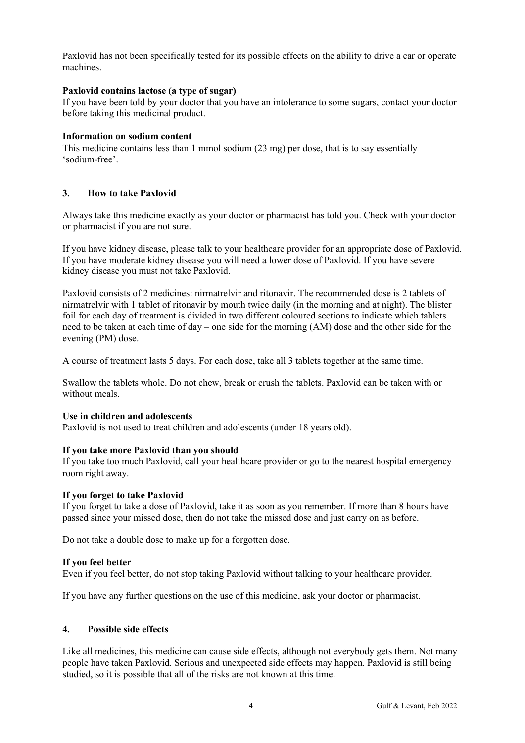Paxlovid has not been specifically tested for its possible effects on the ability to drive a car or operate machines.

**Paxlovid contains lactose (a type of sugar)**
If you have been told by your doctor that you have an intolerance to some sugars, contact your doctor before taking this medicinal product.

**Information on sodium content**
This medicine contains less than 1 mmol sodium (23 mg) per dose, that is to say essentially 'sodium-free'.

## 3. How to take Paxlovid

Always take this medicine exactly as your doctor or pharmacist has told you. Check with your doctor or pharmacist if you are not sure.

If you have kidney disease, please talk to your healthcare provider for an appropriate dose of Paxlovid. If you have moderate kidney disease you will need a lower dose of Paxlovid. If you have severe kidney disease you must not take Paxlovid.

Paxlovid consists of 2 medicines: nirmatrelvir and ritonavir. The recommended dose is 2 tablets of nirmatrelvir with 1 tablet of ritonavir by mouth twice daily (in the morning and at night). The blister foil for each day of treatment is divided in two different coloured sections to indicate which tablets need to be taken at each time of day – one side for the morning (AM) dose and the other side for the evening (PM) dose.

A course of treatment lasts 5 days. For each dose, take all 3 tablets together at the same time.

Swallow the tablets whole. Do not chew, break or crush the tablets. Paxlovid can be taken with or without meals.

**Use in children and adolescents**
Paxlovid is not used to treat children and adolescents (under 18 years old).

**If you take more Paxlovid than you should**
If you take too much Paxlovid, call your healthcare provider or go to the nearest hospital emergency room right away.

**If you forget to take Paxlovid**
If you forget to take a dose of Paxlovid, take it as soon as you remember. If more than 8 hours have passed since your missed dose, then do not take the missed dose and just carry on as before.

Do not take a double dose to make up for a forgotten dose.

**If you feel better**
Even if you feel better, do not stop taking Paxlovid without talking to your healthcare provider.

If you have any further questions on the use of this medicine, ask your doctor or pharmacist.

## 4. Possible side effects

Like all medicines, this medicine can cause side effects, although not everybody gets them. Not many people have taken Paxlovid. Serious and unexpected side effects may happen. Paxlovid is still being studied, so it is possible that all of the risks are not known at this time.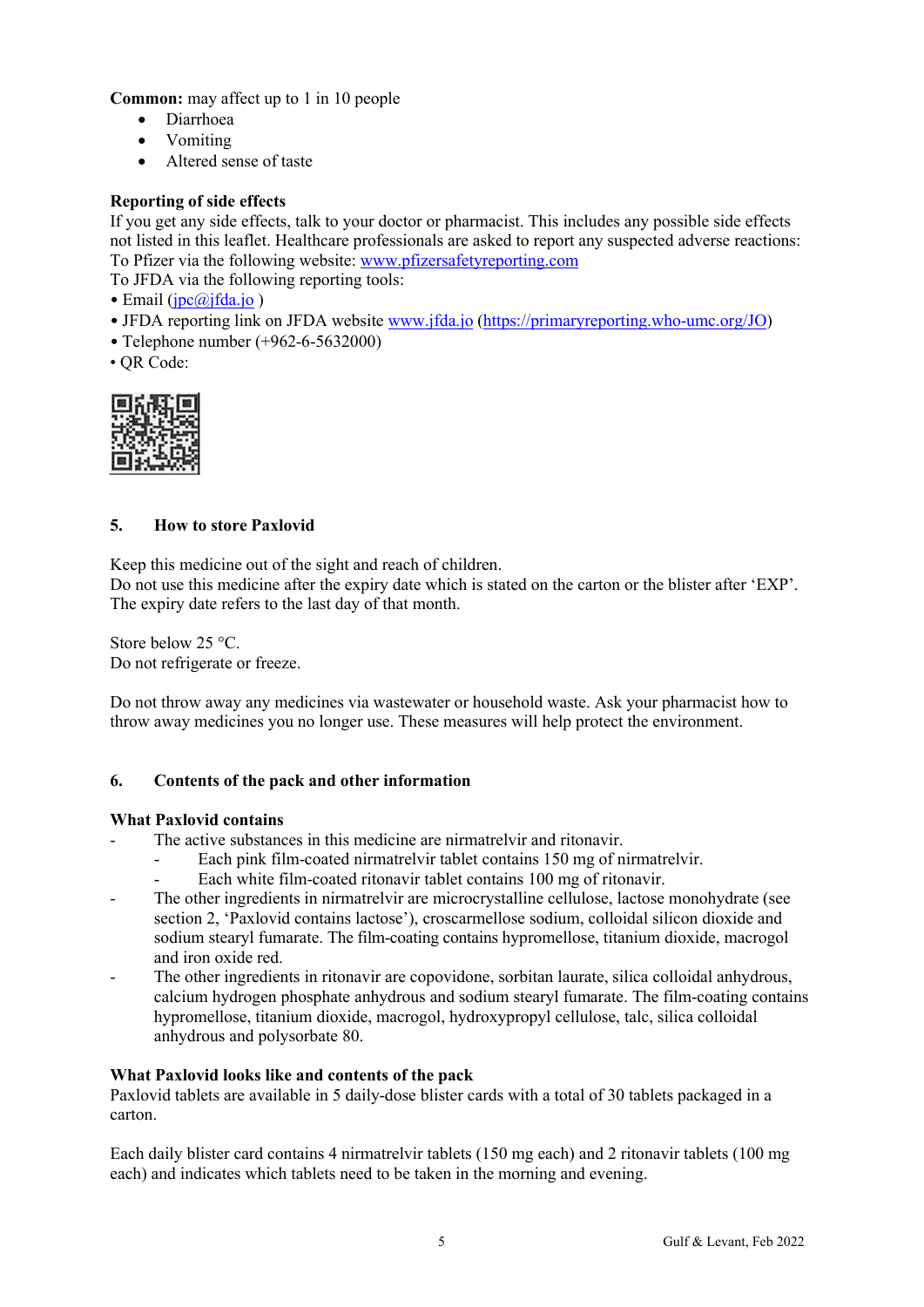**Common:** may affect up to 1 in 10 people

- Diarrhoea
- Vomiting
- Altered sense of taste

**Reporting of side effects**

If you get any side effects, talk to your doctor or pharmacist. This includes any possible side effects not listed in this leaflet. Healthcare professionals are asked to report any suspected adverse reactions:
To Pfizer via the following website: www.pfizersafetyreporting.com
To JFDA via the following reporting tools:

- Email (jpc@jfda.jo )
- JFDA reporting link on JFDA website www.jfda.jo (https://primaryreporting.who-umc.org/JO)
- Telephone number (+962-6-5632000)
- QR Code:

## 5. How to store Paxlovid

Keep this medicine out of the sight and reach of children.
Do not use this medicine after the expiry date which is stated on the carton or the blister after 'EXP'. The expiry date refers to the last day of that month.

Store below 25 °C.
Do not refrigerate or freeze.

Do not throw away any medicines via wastewater or household waste. Ask your pharmacist how to throw away medicines you no longer use. These measures will help protect the environment.

## 6. Contents of the pack and other information

**What Paxlovid contains**

- The active substances in this medicine are nirmatrelvir and ritonavir.
  - Each pink film-coated nirmatrelvir tablet contains 150 mg of nirmatrelvir.
  - Each white film-coated ritonavir tablet contains 100 mg of ritonavir.
- The other ingredients in nirmatrelvir are microcrystalline cellulose, lactose monohydrate (see section 2, 'Paxlovid contains lactose'), croscarmellose sodium, colloidal silicon dioxide and sodium stearyl fumarate. The film-coating contains hypromellose, titanium dioxide, macrogol and iron oxide red.
- The other ingredients in ritonavir are copovidone, sorbitan laurate, silica colloidal anhydrous, calcium hydrogen phosphate anhydrous and sodium stearyl fumarate. The film-coating contains hypromellose, titanium dioxide, macrogol, hydroxypropyl cellulose, talc, silica colloidal anhydrous and polysorbate 80.

**What Paxlovid looks like and contents of the pack**

Paxlovid tablets are available in 5 daily-dose blister cards with a total of 30 tablets packaged in a carton.

Each daily blister card contains 4 nirmatrelvir tablets (150 mg each) and 2 ritonavir tablets (100 mg each) and indicates which tablets need to be taken in the morning and evening.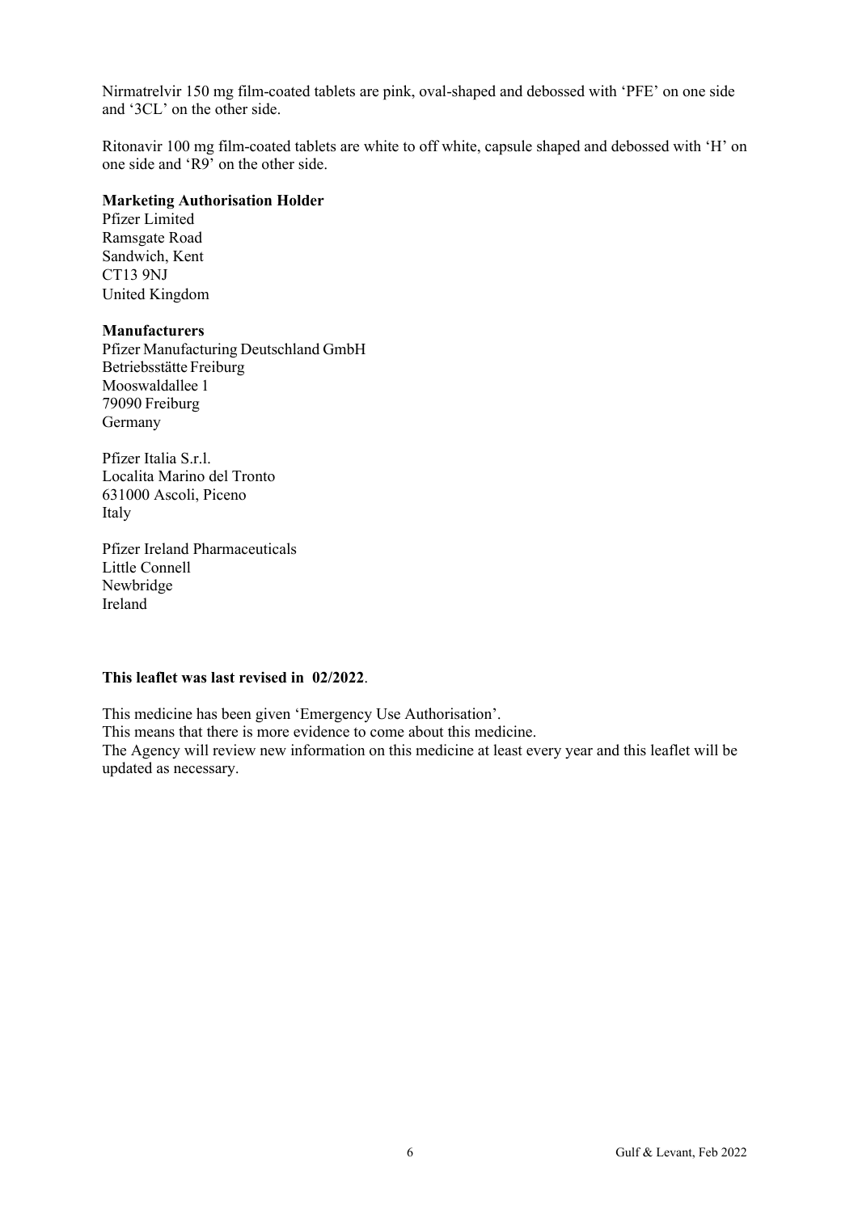Nirmatrelvir 150 mg film-coated tablets are pink, oval-shaped and debossed with 'PFE' on one side and '3CL' on the other side.

Ritonavir 100 mg film-coated tablets are white to off white, capsule shaped and debossed with 'H' on one side and 'R9' on the other side.

**Marketing Authorisation Holder**

Pfizer Limited  
Ramsgate Road  
Sandwich, Kent  
CT13 9NJ  
United Kingdom

**Manufacturers**

Pfizer Manufacturing Deutschland GmbH  
Betriebsstätte Freiburg  
Mooswaldallee 1  
79090 Freiburg  
Germany

Pfizer Italia S.r.l.  
Localita Marino del Tronto  
631000 Ascoli, Piceno  
Italy

Pfizer Ireland Pharmaceuticals  
Little Connell  
Newbridge  
Ireland

**This leaflet was last revised in 02/2022**.

This medicine has been given 'Emergency Use Authorisation'.  
This means that there is more evidence to come about this medicine.  
The Agency will review new information on this medicine at least every year and this leaflet will be updated as necessary.